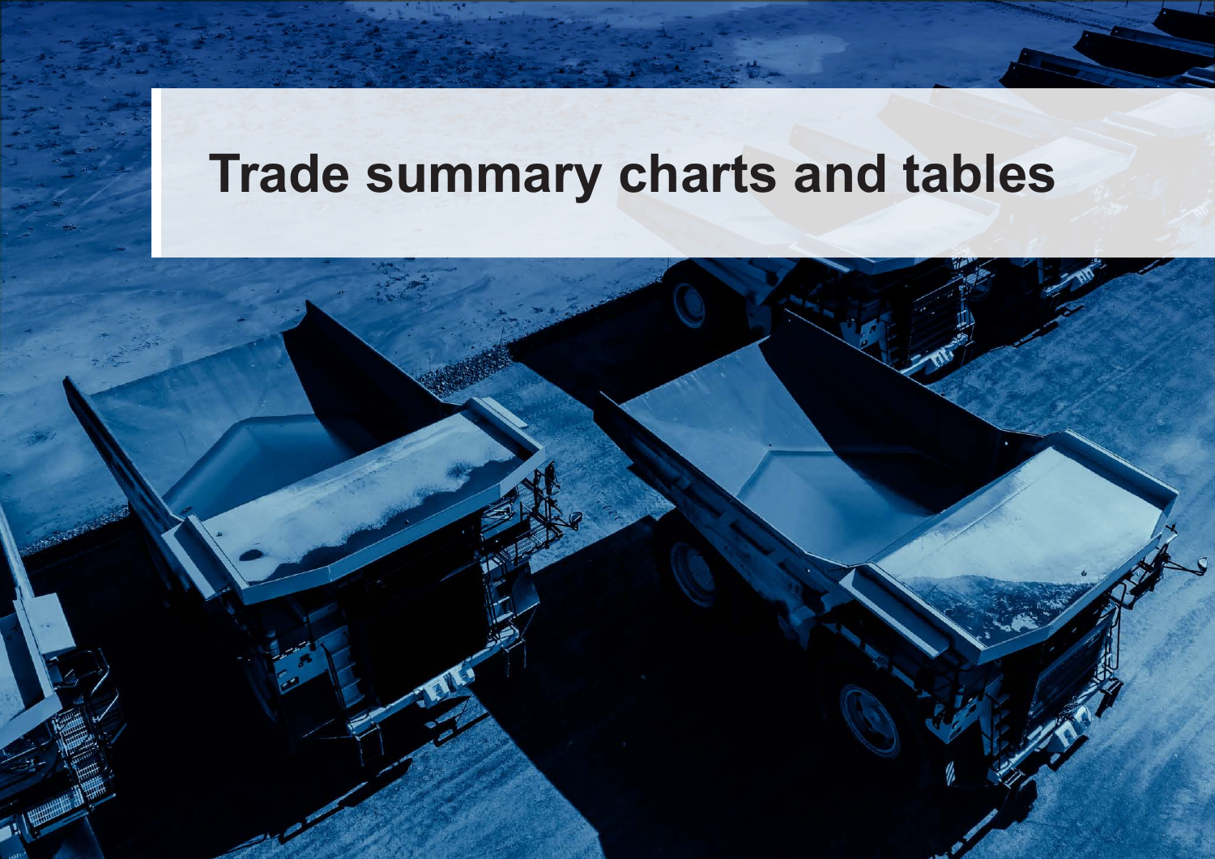# Trade summary charts and tables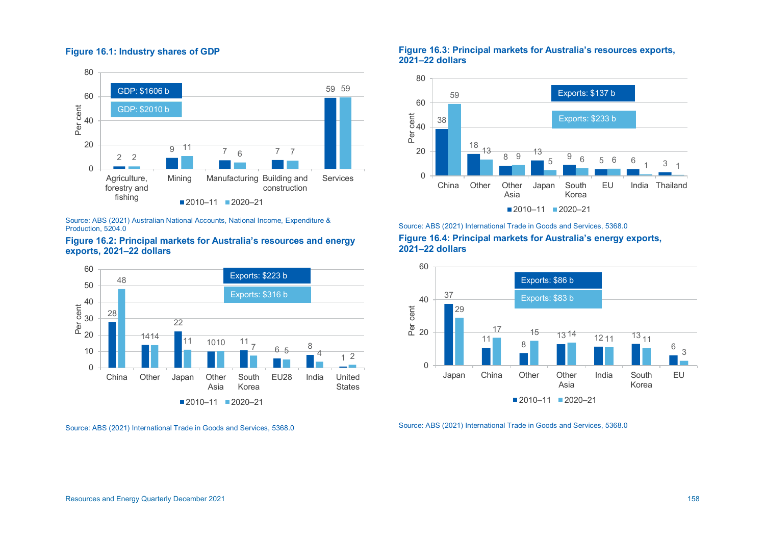**Figure 16.1: Industry shares of GDP**

| Industry | 2010–11 (GDP: $1606 b) | 2020–21 (GDP: $2010 b) |
|---|---|---|
| Agriculture, forestry and fishing | 2 | 2 |
| Mining | 9 | 11 |
| Manufacturing | 7 | 6 |
| Building and construction | 7 | 7 |
| Services | 59 | 59 |

Source: ABS (2021) Australian National Accounts, National Income, Expenditure & Production, 5204.0

**Figure 16.2: Principal markets for Australia's resources and energy exports, 2021–22 dollars**

| Market | 2010–11 (Exports: $223 b) | 2020–21 (Exports: $316 b) |
|---|---|---|
| China | 28 | 48 |
| Other | 14 | 14 |
| Japan | 22 | 11 |
| Other Asia | 10 | 10 |
| South Korea | 11 | 7 |
| EU28 | 6 | 5 |
| India | 8 | 4 |
| United States | 1 | 2 |

Source: ABS (2021) International Trade in Goods and Services, 5368.0

**Figure 16.3: Principal markets for Australia's resources exports, 2021–22 dollars**

| Market | 2010–11 (Exports: $137 b) | 2020–21 (Exports: $233 b) |
|---|---|---|
| China | 38 | 59 |
| Other | 18 | 13 |
| Other Asia | 8 | 9 |
| Japan | 13 | 5 |
| South Korea | 9 | 6 |
| EU | 5 | 6 |
| India | 6 | 1 |
| Thailand | 3 | 1 |

Source: ABS (2021) International Trade in Goods and Services, 5368.0

**Figure 16.4: Principal markets for Australia's energy exports, 2021–22 dollars**

| Market | 2010–11 (Exports: $86 b) | 2020–21 (Exports: $83 b) |
|---|---|---|
| Japan | 37 | 29 |
| China | 11 | 17 |
| Other | 8 | 15 |
| Other Asia | 13 | 14 |
| India | 12 | 11 |
| South Korea | 13 | 11 |
| EU | 6 | 3 |

Source: ABS (2021) International Trade in Goods and Services, 5368.0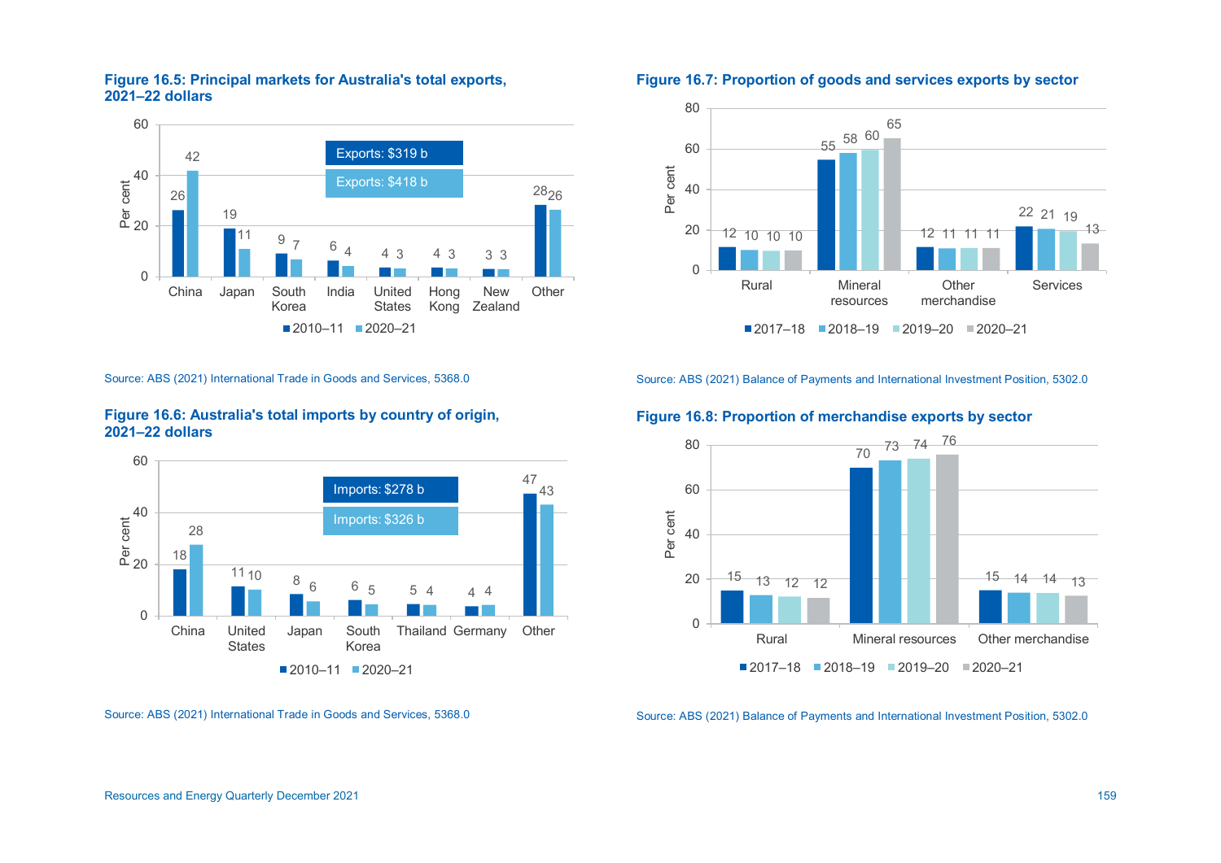### Figure 16.5: Principal markets for Australia's total exports, 2021–22 dollars

| | 2010–11 (Exports: $319 b) | 2020–21 (Exports: $418 b) |
|---|---|---|
| China | 26 | 42 |
| Japan | 19 | 11 |
| South Korea | 9 | 7 |
| India | 6 | 4 |
| United States | 4 | 3 |
| Hong Kong | 4 | 3 |
| New Zealand | 3 | 3 |
| Other | 28 | 26 |

Per cent

Source: ABS (2021) International Trade in Goods and Services, 5368.0

### Figure 16.6: Australia's total imports by country of origin, 2021–22 dollars

| | 2010–11 (Imports: $278 b) | 2020–21 (Imports: $326 b) |
|---|---|---|
| China | 18 | 28 |
| United States | 11 | 10 |
| Japan | 8 | 6 |
| South Korea | 6 | 5 |
| Thailand | 5 | 4 |
| Germany | 4 | 4 |
| Other | 47 | 43 |

Per cent

Source: ABS (2021) International Trade in Goods and Services, 5368.0

### Figure 16.7: Proportion of goods and services exports by sector

| | 2017–18 | 2018–19 | 2019–20 | 2020–21 |
|---|---|---|---|---|
| Rural | 12 | 10 | 10 | 10 |
| Mineral resources | 55 | 58 | 60 | 65 |
| Other merchandise | 12 | 11 | 11 | 11 |
| Services | 22 | 21 | 19 | 13 |

Per cent

Source: ABS (2021) Balance of Payments and International Investment Position, 5302.0

### Figure 16.8: Proportion of merchandise exports by sector

| | 2017–18 | 2018–19 | 2019–20 | 2020–21 |
|---|---|---|---|---|
| Rural | 15 | 13 | 12 | 12 |
| Mineral resources | 70 | 73 | 74 | 76 |
| Other merchandise | 15 | 14 | 14 | 13 |

Per cent

Source: ABS (2021) Balance of Payments and International Investment Position, 5302.0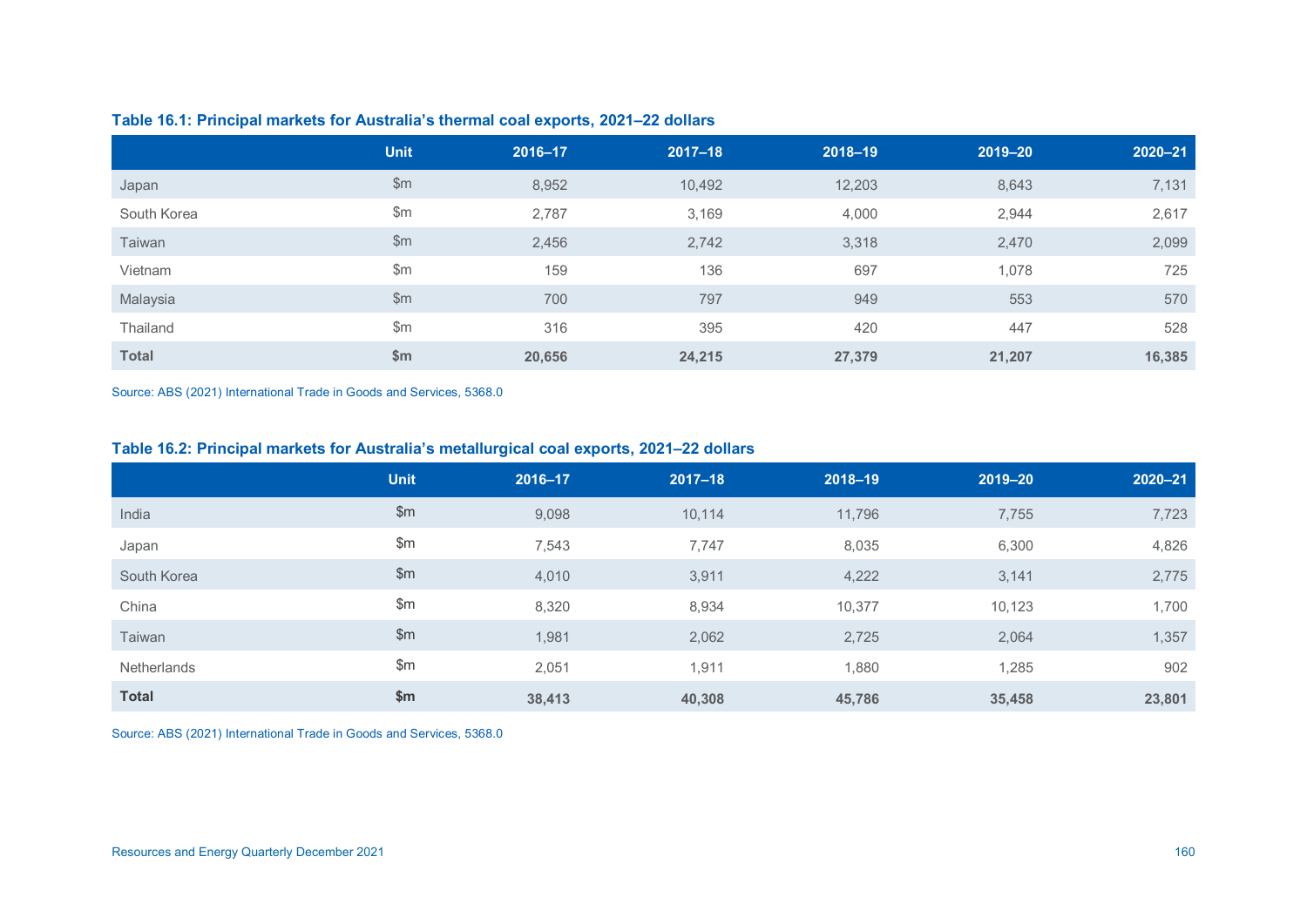**Table 16.1: Principal markets for Australia's thermal coal exports, 2021–22 dollars**

| | Unit | 2016–17 | 2017–18 | 2018–19 | 2019–20 | 2020–21 |
|---|---|---|---|---|---|---|
| Japan | $m | 8,952 | 10,492 | 12,203 | 8,643 | 7,131 |
| South Korea | $m | 2,787 | 3,169 | 4,000 | 2,944 | 2,617 |
| Taiwan | $m | 2,456 | 2,742 | 3,318 | 2,470 | 2,099 |
| Vietnam | $m | 159 | 136 | 697 | 1,078 | 725 |
| Malaysia | $m | 700 | 797 | 949 | 553 | 570 |
| Thailand | $m | 316 | 395 | 420 | 447 | 528 |
| **Total** | **$m** | **20,656** | **24,215** | **27,379** | **21,207** | **16,385** |

Source: ABS (2021) International Trade in Goods and Services, 5368.0

**Table 16.2: Principal markets for Australia's metallurgical coal exports, 2021–22 dollars**

| | Unit | 2016–17 | 2017–18 | 2018–19 | 2019–20 | 2020–21 |
|---|---|---|---|---|---|---|
| India | $m | 9,098 | 10,114 | 11,796 | 7,755 | 7,723 |
| Japan | $m | 7,543 | 7,747 | 8,035 | 6,300 | 4,826 |
| South Korea | $m | 4,010 | 3,911 | 4,222 | 3,141 | 2,775 |
| China | $m | 8,320 | 8,934 | 10,377 | 10,123 | 1,700 |
| Taiwan | $m | 1,981 | 2,062 | 2,725 | 2,064 | 1,357 |
| Netherlands | $m | 2,051 | 1,911 | 1,880 | 1,285 | 902 |
| **Total** | **$m** | **38,413** | **40,308** | **45,786** | **35,458** | **23,801** |

Source: ABS (2021) International Trade in Goods and Services, 5368.0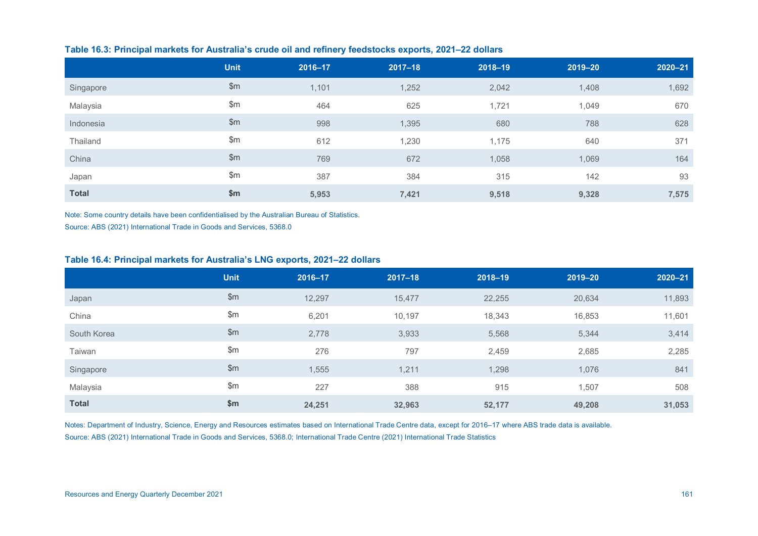**Table 16.3: Principal markets for Australia's crude oil and refinery feedstocks exports, 2021–22 dollars**

| | Unit | 2016–17 | 2017–18 | 2018–19 | 2019–20 | 2020–21 |
|---|---|---|---|---|---|---|
| Singapore | $m | 1,101 | 1,252 | 2,042 | 1,408 | 1,692 |
| Malaysia | $m | 464 | 625 | 1,721 | 1,049 | 670 |
| Indonesia | $m | 998 | 1,395 | 680 | 788 | 628 |
| Thailand | $m | 612 | 1,230 | 1,175 | 640 | 371 |
| China | $m | 769 | 672 | 1,058 | 1,069 | 164 |
| Japan | $m | 387 | 384 | 315 | 142 | 93 |
| **Total** | **$m** | **5,953** | **7,421** | **9,518** | **9,328** | **7,575** |

Note: Some country details have been confidentialised by the Australian Bureau of Statistics.

Source: ABS (2021) International Trade in Goods and Services, 5368.0

**Table 16.4: Principal markets for Australia's LNG exports, 2021–22 dollars**

| | Unit | 2016–17 | 2017–18 | 2018–19 | 2019–20 | 2020–21 |
|---|---|---|---|---|---|---|
| Japan | $m | 12,297 | 15,477 | 22,255 | 20,634 | 11,893 |
| China | $m | 6,201 | 10,197 | 18,343 | 16,853 | 11,601 |
| South Korea | $m | 2,778 | 3,933 | 5,568 | 5,344 | 3,414 |
| Taiwan | $m | 276 | 797 | 2,459 | 2,685 | 2,285 |
| Singapore | $m | 1,555 | 1,211 | 1,298 | 1,076 | 841 |
| Malaysia | $m | 227 | 388 | 915 | 1,507 | 508 |
| **Total** | **$m** | **24,251** | **32,963** | **52,177** | **49,208** | **31,053** |

Notes: Department of Industry, Science, Energy and Resources estimates based on International Trade Centre data, except for 2016–17 where ABS trade data is available.

Source: ABS (2021) International Trade in Goods and Services, 5368.0; International Trade Centre (2021) International Trade Statistics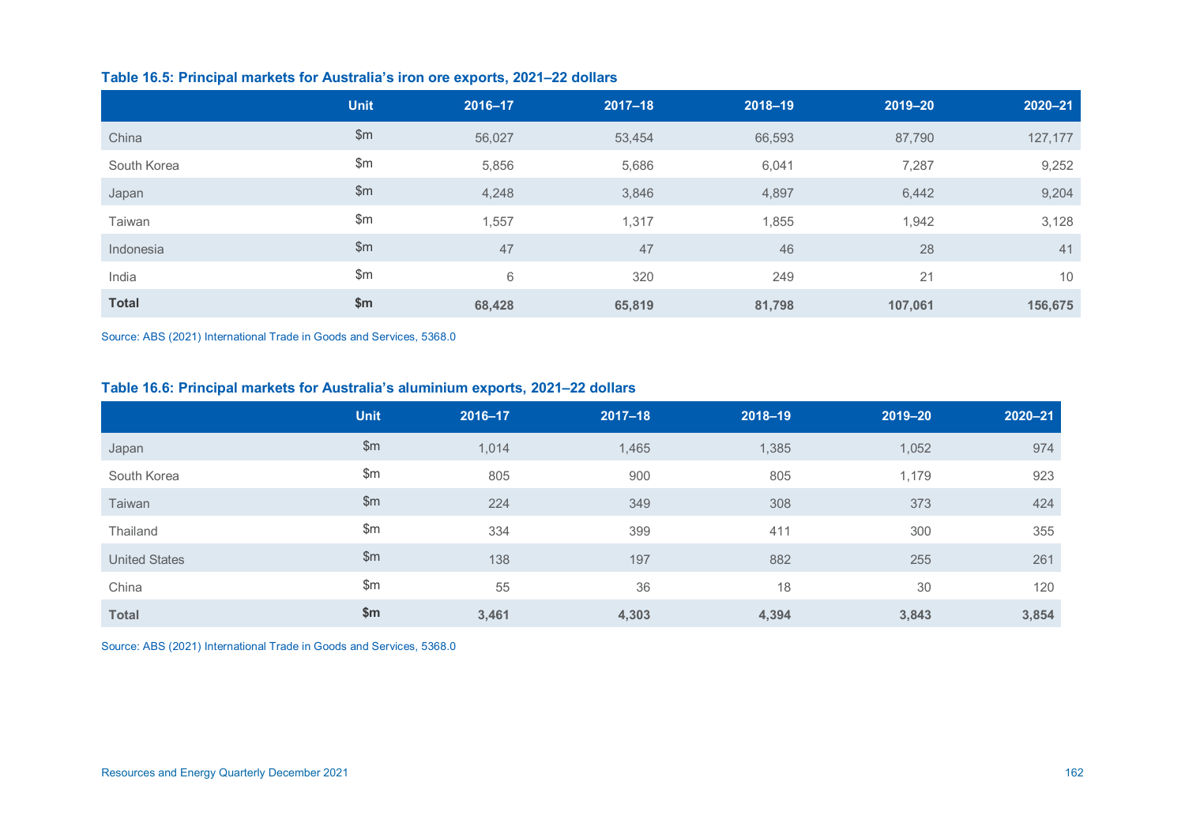**Table 16.5: Principal markets for Australia's iron ore exports, 2021–22 dollars**

| | Unit | 2016–17 | 2017–18 | 2018–19 | 2019–20 | 2020–21 |
|---|---|---|---|---|---|---|
| China | $m | 56,027 | 53,454 | 66,593 | 87,790 | 127,177 |
| South Korea | $m | 5,856 | 5,686 | 6,041 | 7,287 | 9,252 |
| Japan | $m | 4,248 | 3,846 | 4,897 | 6,442 | 9,204 |
| Taiwan | $m | 1,557 | 1,317 | 1,855 | 1,942 | 3,128 |
| Indonesia | $m | 47 | 47 | 46 | 28 | 41 |
| India | $m | 6 | 320 | 249 | 21 | 10 |
| **Total** | **$m** | **68,428** | **65,819** | **81,798** | **107,061** | **156,675** |

Source: ABS (2021) International Trade in Goods and Services, 5368.0

**Table 16.6: Principal markets for Australia's aluminium exports, 2021–22 dollars**

| | Unit | 2016–17 | 2017–18 | 2018–19 | 2019–20 | 2020–21 |
|---|---|---|---|---|---|---|
| Japan | $m | 1,014 | 1,465 | 1,385 | 1,052 | 974 |
| South Korea | $m | 805 | 900 | 805 | 1,179 | 923 |
| Taiwan | $m | 224 | 349 | 308 | 373 | 424 |
| Thailand | $m | 334 | 399 | 411 | 300 | 355 |
| United States | $m | 138 | 197 | 882 | 255 | 261 |
| China | $m | 55 | 36 | 18 | 30 | 120 |
| **Total** | **$m** | **3,461** | **4,303** | **4,394** | **3,843** | **3,854** |

Source: ABS (2021) International Trade in Goods and Services, 5368.0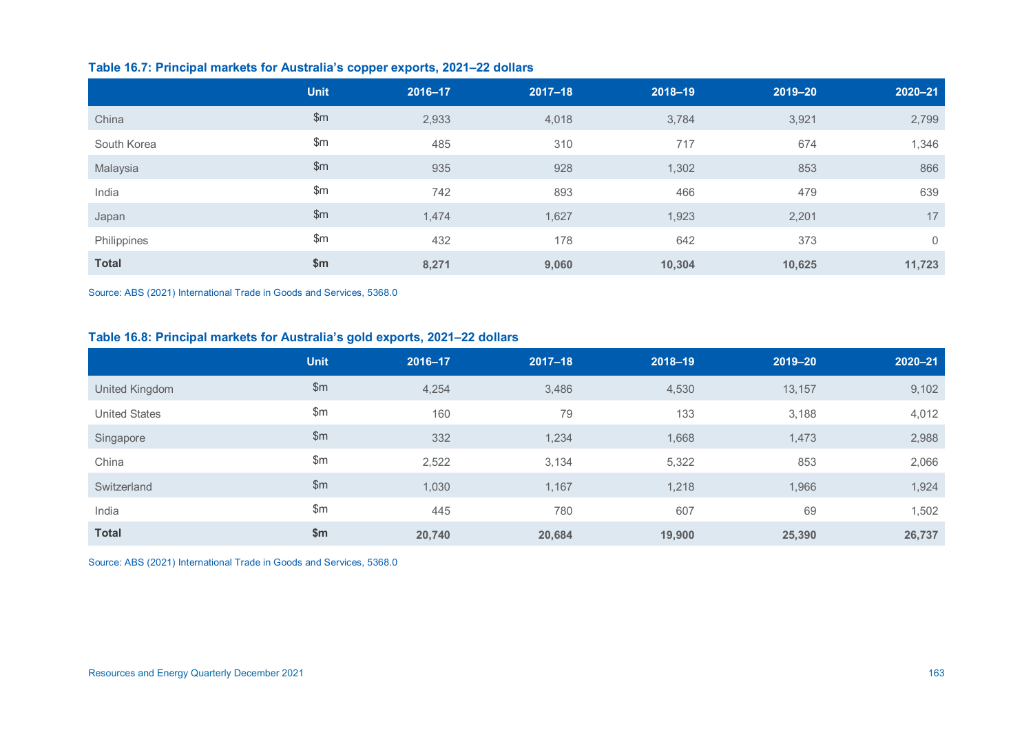### Table 16.7: Principal markets for Australia's copper exports, 2021–22 dollars

| | Unit | 2016–17 | 2017–18 | 2018–19 | 2019–20 | 2020–21 |
|---|---|---|---|---|---|---|
| China | $m | 2,933 | 4,018 | 3,784 | 3,921 | 2,799 |
| South Korea | $m | 485 | 310 | 717 | 674 | 1,346 |
| Malaysia | $m | 935 | 928 | 1,302 | 853 | 866 |
| India | $m | 742 | 893 | 466 | 479 | 639 |
| Japan | $m | 1,474 | 1,627 | 1,923 | 2,201 | 17 |
| Philippines | $m | 432 | 178 | 642 | 373 | 0 |
| **Total** | **$m** | **8,271** | **9,060** | **10,304** | **10,625** | **11,723** |

Source: ABS (2021) International Trade in Goods and Services, 5368.0

### Table 16.8: Principal markets for Australia's gold exports, 2021–22 dollars

| | Unit | 2016–17 | 2017–18 | 2018–19 | 2019–20 | 2020–21 |
|---|---|---|---|---|---|---|
| United Kingdom | $m | 4,254 | 3,486 | 4,530 | 13,157 | 9,102 |
| United States | $m | 160 | 79 | 133 | 3,188 | 4,012 |
| Singapore | $m | 332 | 1,234 | 1,668 | 1,473 | 2,988 |
| China | $m | 2,522 | 3,134 | 5,322 | 853 | 2,066 |
| Switzerland | $m | 1,030 | 1,167 | 1,218 | 1,966 | 1,924 |
| India | $m | 445 | 780 | 607 | 69 | 1,502 |
| **Total** | **$m** | **20,740** | **20,684** | **19,900** | **25,390** | **26,737** |

Source: ABS (2021) International Trade in Goods and Services, 5368.0